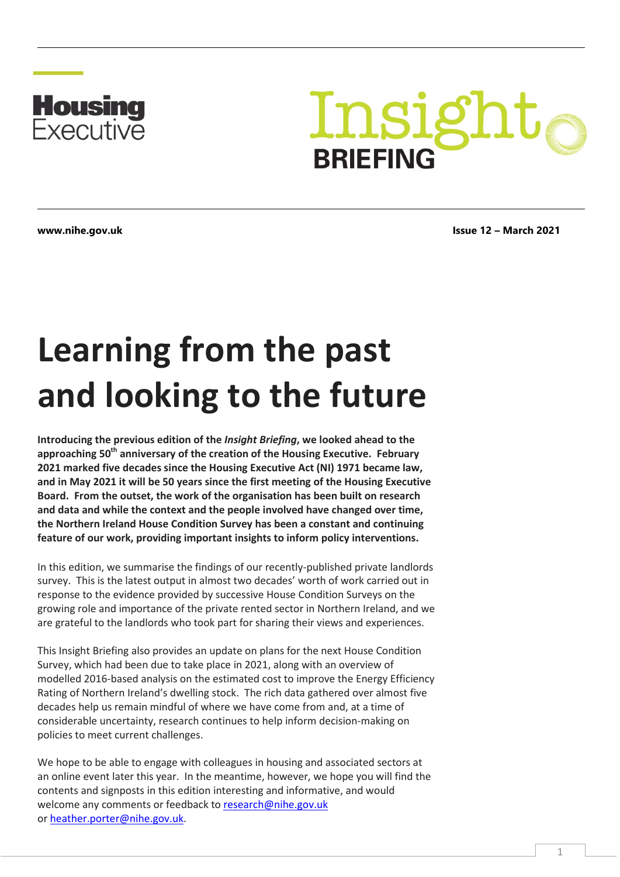Housing Executive

Insight BRIEFING

www.nihe.gov.uk

Issue 12 – March 2021

# Learning from the past and looking to the future

**Introducing the previous edition of the *Insight Briefing*, we looked ahead to the approaching 50th anniversary of the creation of the Housing Executive. February 2021 marked five decades since the Housing Executive Act (NI) 1971 became law, and in May 2021 it will be 50 years since the first meeting of the Housing Executive Board. From the outset, the work of the organisation has been built on research and data and while the context and the people involved have changed over time, the Northern Ireland House Condition Survey has been a constant and continuing feature of our work, providing important insights to inform policy interventions.**

In this edition, we summarise the findings of our recently-published private landlords survey. This is the latest output in almost two decades' worth of work carried out in response to the evidence provided by successive House Condition Surveys on the growing role and importance of the private rented sector in Northern Ireland, and we are grateful to the landlords who took part for sharing their views and experiences.

This Insight Briefing also provides an update on plans for the next House Condition Survey, which had been due to take place in 2021, along with an overview of modelled 2016-based analysis on the estimated cost to improve the Energy Efficiency Rating of Northern Ireland's dwelling stock. The rich data gathered over almost five decades help us remain mindful of where we have come from and, at a time of considerable uncertainty, research continues to help inform decision-making on policies to meet current challenges.

We hope to be able to engage with colleagues in housing and associated sectors at an online event later this year. In the meantime, however, we hope you will find the contents and signposts in this edition interesting and informative, and would welcome any comments or feedback to research@nihe.gov.uk or heather.porter@nihe.gov.uk.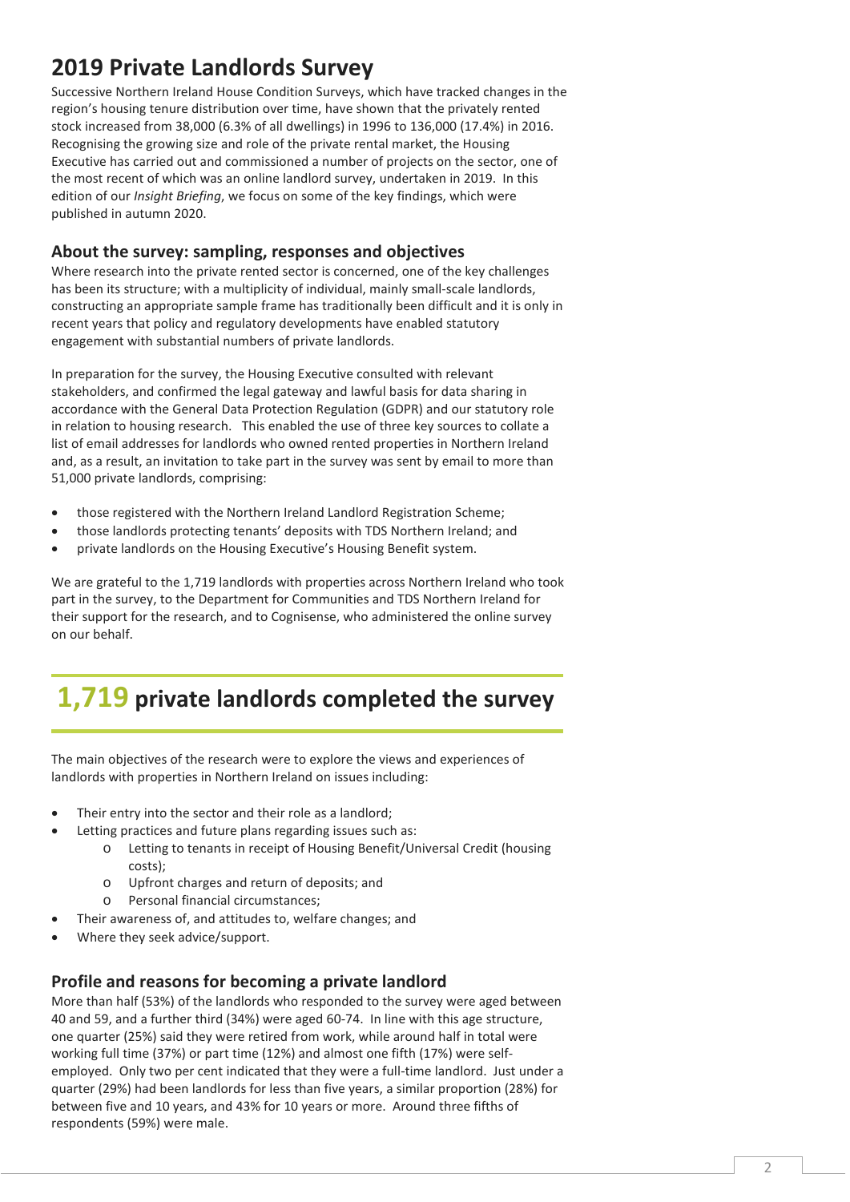# 2019 Private Landlords Survey

Successive Northern Ireland House Condition Surveys, which have tracked changes in the region's housing tenure distribution over time, have shown that the privately rented stock increased from 38,000 (6.3% of all dwellings) in 1996 to 136,000 (17.4%) in 2016. Recognising the growing size and role of the private rental market, the Housing Executive has carried out and commissioned a number of projects on the sector, one of the most recent of which was an online landlord survey, undertaken in 2019. In this edition of our *Insight Briefing*, we focus on some of the key findings, which were published in autumn 2020.

## About the survey: sampling, responses and objectives

Where research into the private rented sector is concerned, one of the key challenges has been its structure; with a multiplicity of individual, mainly small-scale landlords, constructing an appropriate sample frame has traditionally been difficult and it is only in recent years that policy and regulatory developments have enabled statutory engagement with substantial numbers of private landlords.

In preparation for the survey, the Housing Executive consulted with relevant stakeholders, and confirmed the legal gateway and lawful basis for data sharing in accordance with the General Data Protection Regulation (GDPR) and our statutory role in relation to housing research. This enabled the use of three key sources to collate a list of email addresses for landlords who owned rented properties in Northern Ireland and, as a result, an invitation to take part in the survey was sent by email to more than 51,000 private landlords, comprising:

- those registered with the Northern Ireland Landlord Registration Scheme;
- those landlords protecting tenants' deposits with TDS Northern Ireland; and
- private landlords on the Housing Executive's Housing Benefit system.

We are grateful to the 1,719 landlords with properties across Northern Ireland who took part in the survey, to the Department for Communities and TDS Northern Ireland for their support for the research, and to Cognisense, who administered the online survey on our behalf.

**1,719 private landlords completed the survey**

The main objectives of the research were to explore the views and experiences of landlords with properties in Northern Ireland on issues including:

- Their entry into the sector and their role as a landlord;
- Letting practices and future plans regarding issues such as:
    - Letting to tenants in receipt of Housing Benefit/Universal Credit (housing costs);
    - Upfront charges and return of deposits; and
    - Personal financial circumstances;
- Their awareness of, and attitudes to, welfare changes; and
- Where they seek advice/support.

## Profile and reasons for becoming a private landlord

More than half (53%) of the landlords who responded to the survey were aged between 40 and 59, and a further third (34%) were aged 60-74. In line with this age structure, one quarter (25%) said they were retired from work, while around half in total were working full time (37%) or part time (12%) and almost one fifth (17%) were self-employed. Only two per cent indicated that they were a full-time landlord. Just under a quarter (29%) had been landlords for less than five years, a similar proportion (28%) for between five and 10 years, and 43% for 10 years or more. Around three fifths of respondents (59%) were male.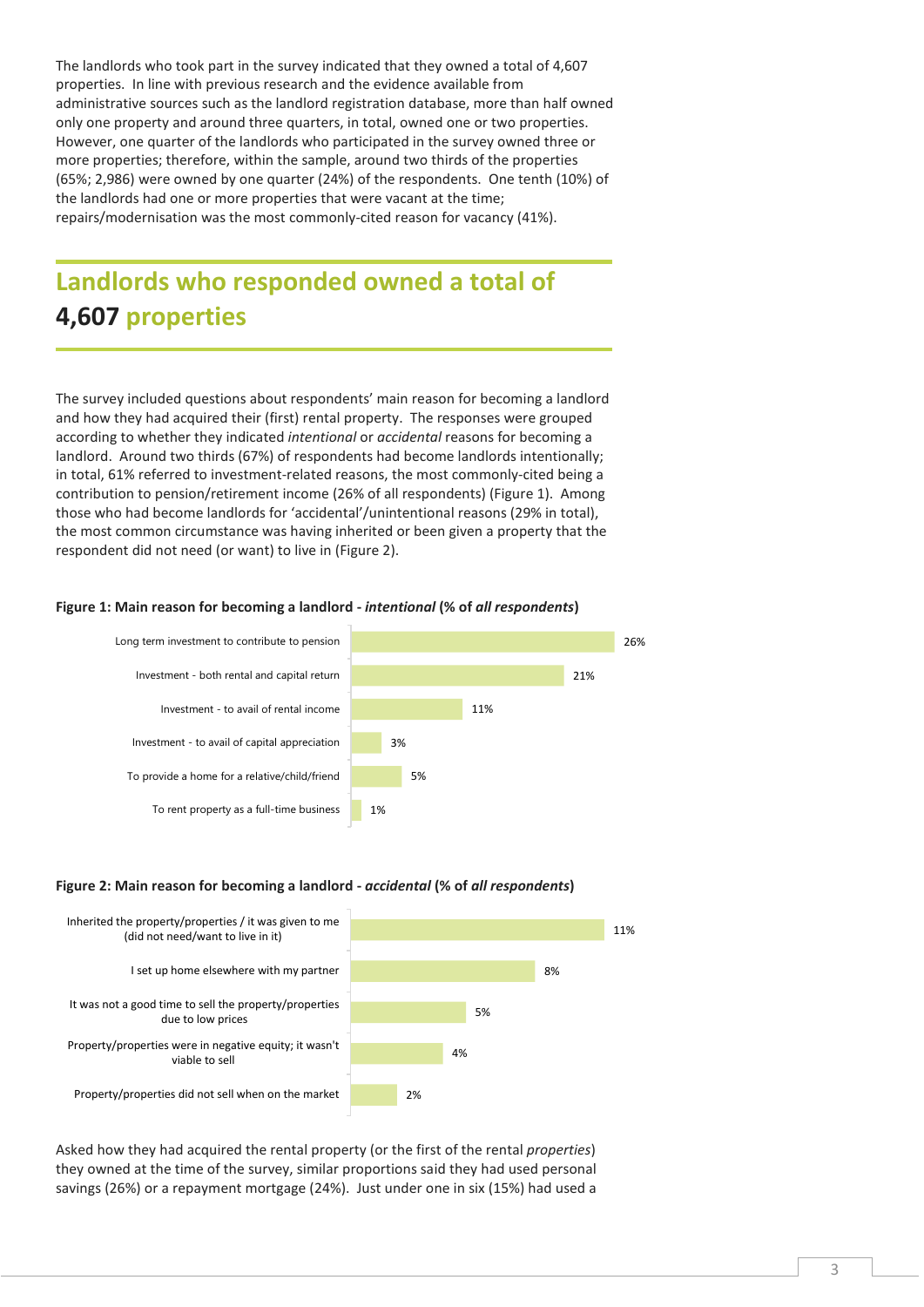The landlords who took part in the survey indicated that they owned a total of 4,607 properties. In line with previous research and the evidence available from administrative sources such as the landlord registration database, more than half owned only one property and around three quarters, in total, owned one or two properties. However, one quarter of the landlords who participated in the survey owned three or more properties; therefore, within the sample, around two thirds of the properties (65%; 2,986) were owned by one quarter (24%) of the respondents. One tenth (10%) of the landlords had one or more properties that were vacant at the time; repairs/modernisation was the most commonly-cited reason for vacancy (41%).

## Landlords who responded owned a total of **4,607** properties

The survey included questions about respondents' main reason for becoming a landlord and how they had acquired their (first) rental property. The responses were grouped according to whether they indicated *intentional* or *accidental* reasons for becoming a landlord. Around two thirds (67%) of respondents had become landlords intentionally; in total, 61% referred to investment-related reasons, the most commonly-cited being a contribution to pension/retirement income (26% of all respondents) (Figure 1). Among those who had become landlords for 'accidental'/unintentional reasons (29% in total), the most common circumstance was having inherited or been given a property that the respondent did not need (or want) to live in (Figure 2).

**Figure 1: Main reason for becoming a landlord - *intentional* (% of *all respondents*)**

| Reason | % |
|---|---|
| Long term investment to contribute to pension | 26% |
| Investment - both rental and capital return | 21% |
| Investment - to avail of rental income | 11% |
| Investment - to avail of capital appreciation | 3% |
| To provide a home for a relative/child/friend | 5% |
| To rent property as a full-time business | 1% |

**Figure 2: Main reason for becoming a landlord - *accidental* (% of *all respondents*)**

| Reason | % |
|---|---|
| Inherited the property/properties / it was given to me (did not need/want to live in it) | 11% |
| I set up home elsewhere with my partner | 8% |
| It was not a good time to sell the property/properties due to low prices | 5% |
| Property/properties were in negative equity; it wasn't viable to sell | 4% |
| Property/properties did not sell when on the market | 2% |

Asked how they had acquired the rental property (or the first of the rental *properties*) they owned at the time of the survey, similar proportions said they had used personal savings (26%) or a repayment mortgage (24%). Just under one in six (15%) had used a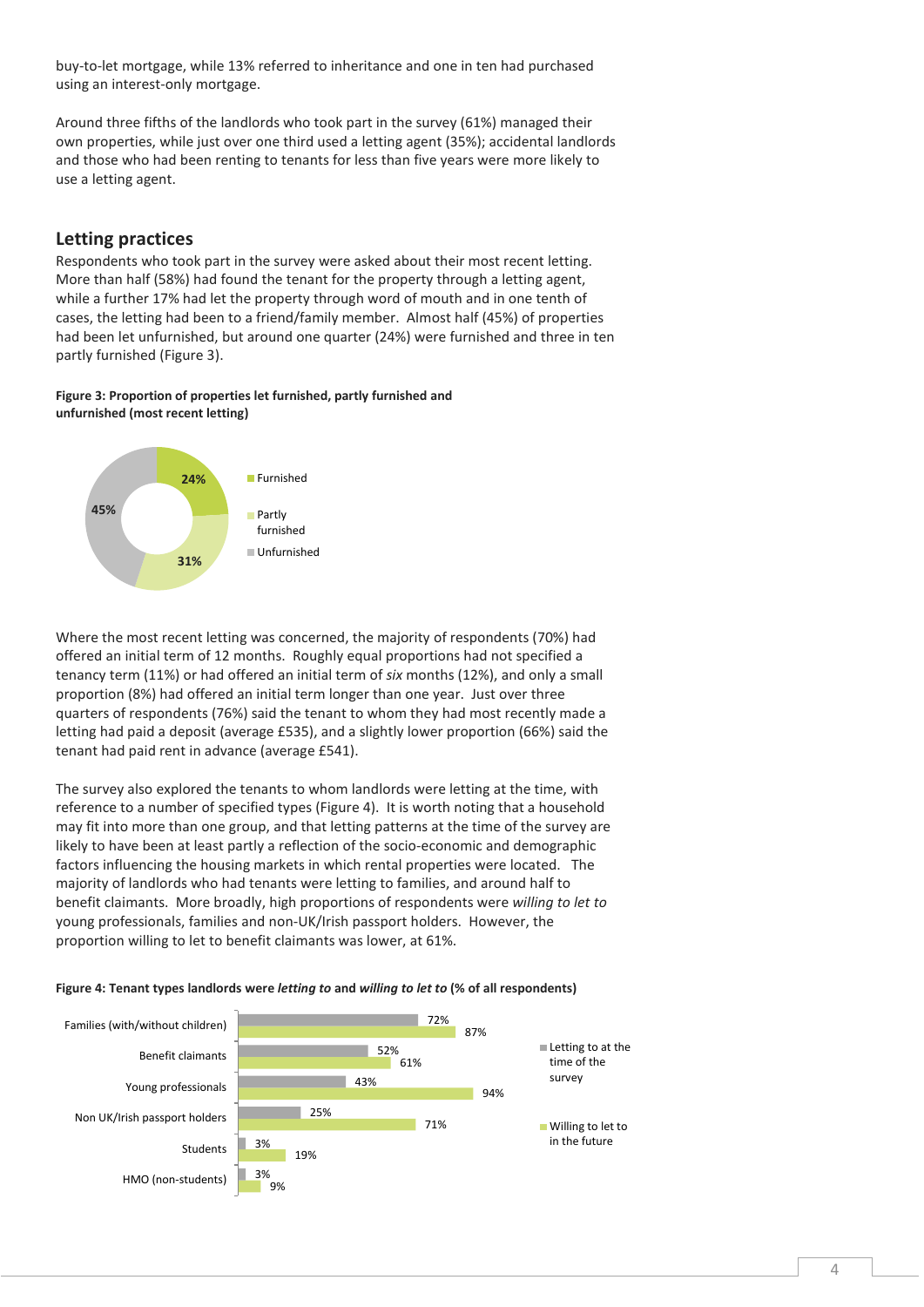buy-to-let mortgage, while 13% referred to inheritance and one in ten had purchased using an interest-only mortgage.

Around three fifths of the landlords who took part in the survey (61%) managed their own properties, while just over one third used a letting agent (35%); accidental landlords and those who had been renting to tenants for less than five years were more likely to use a letting agent.

## Letting practices

Respondents who took part in the survey were asked about their most recent letting. More than half (58%) had found the tenant for the property through a letting agent, while a further 17% had let the property through word of mouth and in one tenth of cases, the letting had been to a friend/family member. Almost half (45%) of properties had been let unfurnished, but around one quarter (24%) were furnished and three in ten partly furnished (Figure 3).

**Figure 3: Proportion of properties let furnished, partly furnished and unfurnished (most recent letting)**

| Category | % |
|---|---|
| Furnished | 24% |
| Partly furnished | 31% |
| Unfurnished | 45% |

Where the most recent letting was concerned, the majority of respondents (70%) had offered an initial term of 12 months. Roughly equal proportions had not specified a tenancy term (11%) or had offered an initial term of *six* months (12%), and only a small proportion (8%) had offered an initial term longer than one year. Just over three quarters of respondents (76%) said the tenant to whom they had most recently made a letting had paid a deposit (average £535), and a slightly lower proportion (66%) said the tenant had paid rent in advance (average £541).

The survey also explored the tenants to whom landlords were letting at the time, with reference to a number of specified types (Figure 4). It is worth noting that a household may fit into more than one group, and that letting patterns at the time of the survey are likely to have been at least partly a reflection of the socio-economic and demographic factors influencing the housing markets in which rental properties were located. The majority of landlords who had tenants were letting to families, and around half to benefit claimants. More broadly, high proportions of respondents were *willing to let to* young professionals, families and non-UK/Irish passport holders. However, the proportion willing to let to benefit claimants was lower, at 61%.

**Figure 4: Tenant types landlords were *letting to* and *willing to let to* (% of all respondents)**

| Tenant type | Letting to at the time of the survey | Willing to let to in the future |
|---|---|---|
| Families (with/without children) | 72% | 87% |
| Benefit claimants | 52% | 61% |
| Young professionals | 43% | 94% |
| Non UK/Irish passport holders | 25% | 71% |
| Students | 3% | 19% |
| HMO (non-students) | 3% | 9% |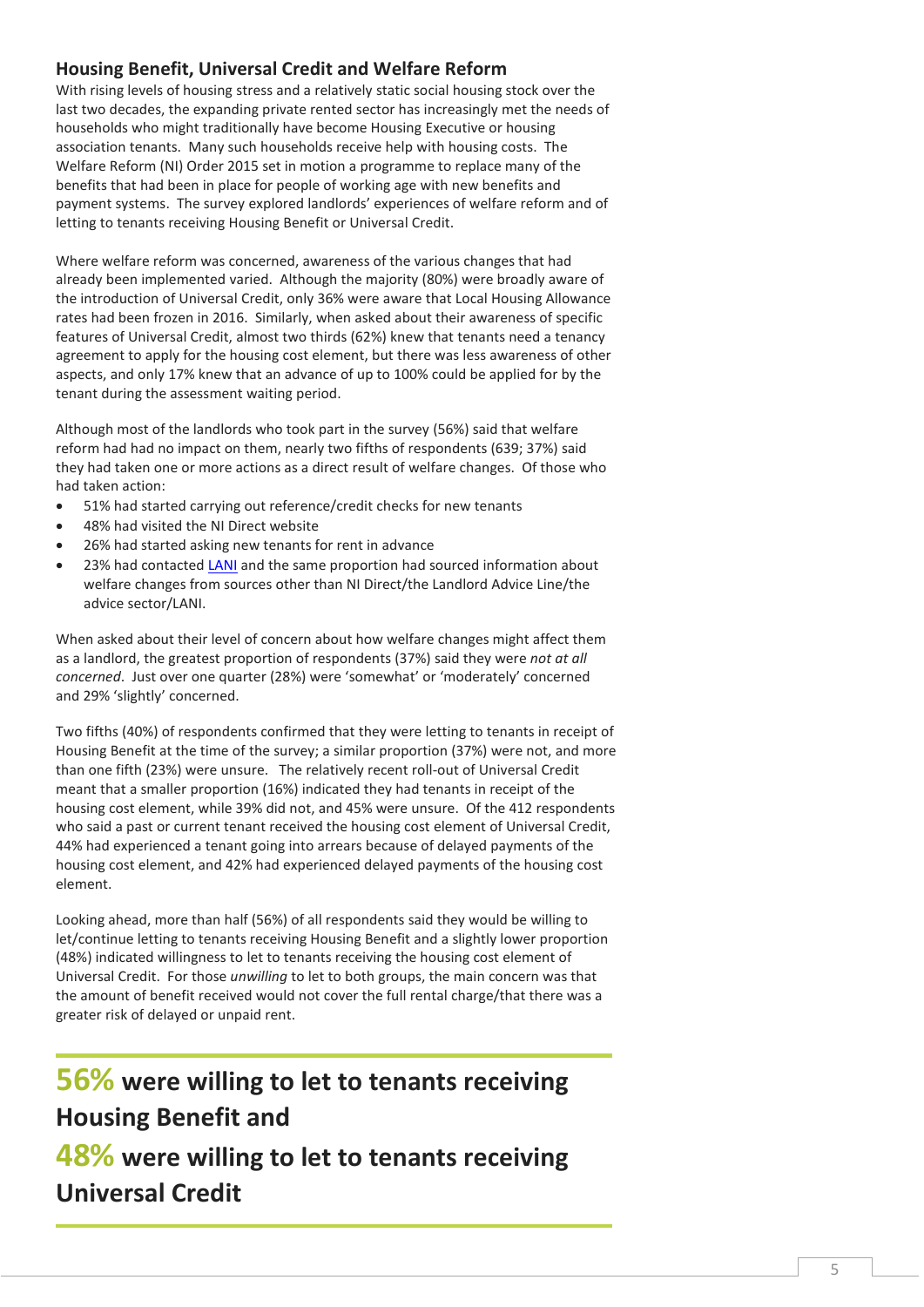## Housing Benefit, Universal Credit and Welfare Reform

With rising levels of housing stress and a relatively static social housing stock over the last two decades, the expanding private rented sector has increasingly met the needs of households who might traditionally have become Housing Executive or housing association tenants. Many such households receive help with housing costs. The Welfare Reform (NI) Order 2015 set in motion a programme to replace many of the benefits that had been in place for people of working age with new benefits and payment systems. The survey explored landlords' experiences of welfare reform and of letting to tenants receiving Housing Benefit or Universal Credit.

Where welfare reform was concerned, awareness of the various changes that had already been implemented varied. Although the majority (80%) were broadly aware of the introduction of Universal Credit, only 36% were aware that Local Housing Allowance rates had been frozen in 2016. Similarly, when asked about their awareness of specific features of Universal Credit, almost two thirds (62%) knew that tenants need a tenancy agreement to apply for the housing cost element, but there was less awareness of other aspects, and only 17% knew that an advance of up to 100% could be applied for by the tenant during the assessment waiting period.

Although most of the landlords who took part in the survey (56%) said that welfare reform had had no impact on them, nearly two fifths of respondents (639; 37%) said they had taken one or more actions as a direct result of welfare changes. Of those who had taken action:

- 51% had started carrying out reference/credit checks for new tenants
- 48% had visited the NI Direct website
- 26% had started asking new tenants for rent in advance
- 23% had contacted LANI and the same proportion had sourced information about welfare changes from sources other than NI Direct/the Landlord Advice Line/the advice sector/LANI.

When asked about their level of concern about how welfare changes might affect them as a landlord, the greatest proportion of respondents (37%) said they were *not at all concerned*. Just over one quarter (28%) were 'somewhat' or 'moderately' concerned and 29% 'slightly' concerned.

Two fifths (40%) of respondents confirmed that they were letting to tenants in receipt of Housing Benefit at the time of the survey; a similar proportion (37%) were not, and more than one fifth (23%) were unsure. The relatively recent roll-out of Universal Credit meant that a smaller proportion (16%) indicated they had tenants in receipt of the housing cost element, while 39% did not, and 45% were unsure. Of the 412 respondents who said a past or current tenant received the housing cost element of Universal Credit, 44% had experienced a tenant going into arrears because of delayed payments of the housing cost element, and 42% had experienced delayed payments of the housing cost element.

Looking ahead, more than half (56%) of all respondents said they would be willing to let/continue letting to tenants receiving Housing Benefit and a slightly lower proportion (48%) indicated willingness to let to tenants receiving the housing cost element of Universal Credit. For those *unwilling* to let to both groups, the main concern was that the amount of benefit received would not cover the full rental charge/that there was a greater risk of delayed or unpaid rent.

**56% were willing to let to tenants receiving Housing Benefit and**

**48% were willing to let to tenants receiving Universal Credit**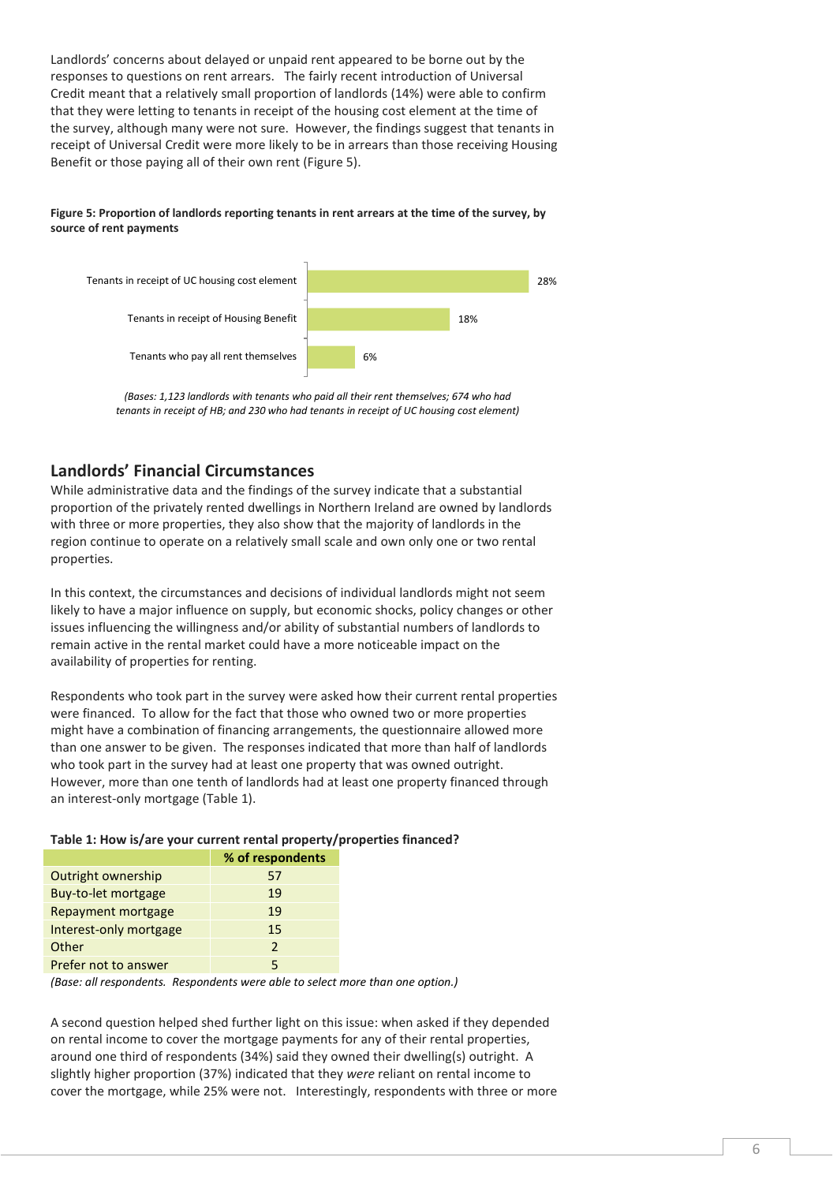Landlords' concerns about delayed or unpaid rent appeared to be borne out by the responses to questions on rent arrears. The fairly recent introduction of Universal Credit meant that a relatively small proportion of landlords (14%) were able to confirm that they were letting to tenants in receipt of the housing cost element at the time of the survey, although many were not sure. However, the findings suggest that tenants in receipt of Universal Credit were more likely to be in arrears than those receiving Housing Benefit or those paying all of their own rent (Figure 5).

**Figure 5: Proportion of landlords reporting tenants in rent arrears at the time of the survey, by source of rent payments**

| Source of rent payments | % |
|---|---|
| Tenants in receipt of UC housing cost element | 28% |
| Tenants in receipt of Housing Benefit | 18% |
| Tenants who pay all rent themselves | 6% |

*(Bases: 1,123 landlords with tenants who paid all their rent themselves; 674 who had tenants in receipt of HB; and 230 who had tenants in receipt of UC housing cost element)*

## Landlords' Financial Circumstances

While administrative data and the findings of the survey indicate that a substantial proportion of the privately rented dwellings in Northern Ireland are owned by landlords with three or more properties, they also show that the majority of landlords in the region continue to operate on a relatively small scale and own only one or two rental properties.

In this context, the circumstances and decisions of individual landlords might not seem likely to have a major influence on supply, but economic shocks, policy changes or other issues influencing the willingness and/or ability of substantial numbers of landlords to remain active in the rental market could have a more noticeable impact on the availability of properties for renting.

Respondents who took part in the survey were asked how their current rental properties were financed. To allow for the fact that those who owned two or more properties might have a combination of financing arrangements, the questionnaire allowed more than one answer to be given. The responses indicated that more than half of landlords who took part in the survey had at least one property that was owned outright. However, more than one tenth of landlords had at least one property financed through an interest-only mortgage (Table 1).

**Table 1: How is/are your current rental property/properties financed?**

| | % of respondents |
|---|---|
| Outright ownership | 57 |
| Buy-to-let mortgage | 19 |
| Repayment mortgage | 19 |
| Interest-only mortgage | 15 |
| Other | 2 |
| Prefer not to answer | 5 |

*(Base: all respondents. Respondents were able to select more than one option.)*

A second question helped shed further light on this issue: when asked if they depended on rental income to cover the mortgage payments for any of their rental properties, around one third of respondents (34%) said they owned their dwelling(s) outright. A slightly higher proportion (37%) indicated that they *were* reliant on rental income to cover the mortgage, while 25% were not. Interestingly, respondents with three or more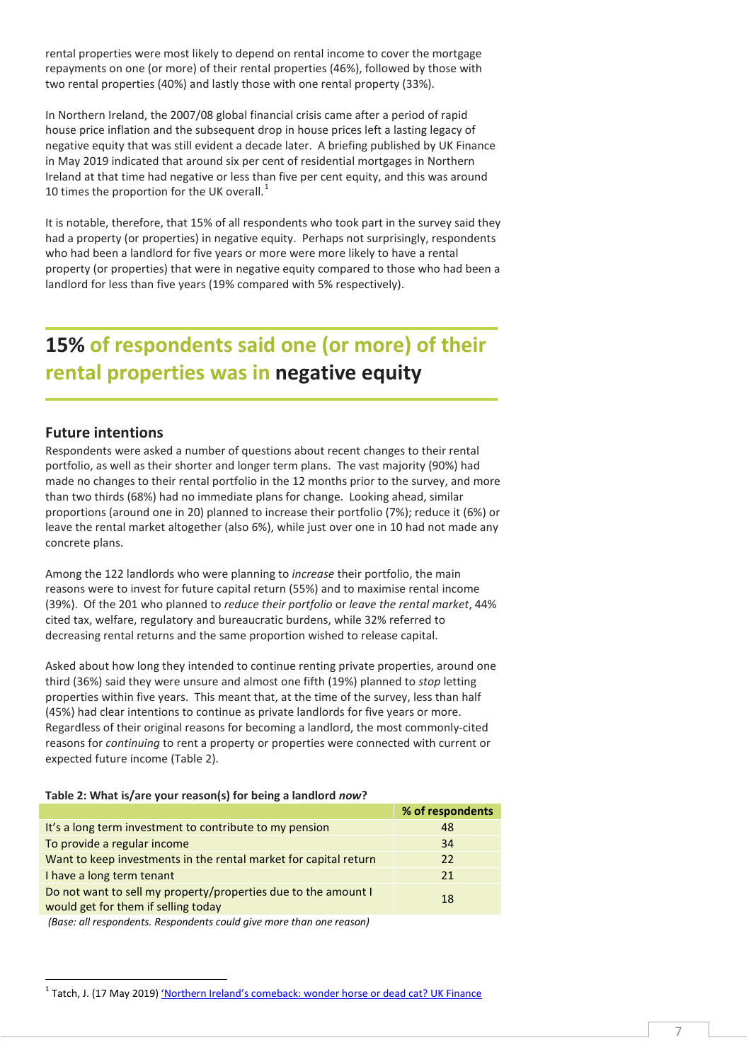rental properties were most likely to depend on rental income to cover the mortgage repayments on one (or more) of their rental properties (46%), followed by those with two rental properties (40%) and lastly those with one rental property (33%).

In Northern Ireland, the 2007/08 global financial crisis came after a period of rapid house price inflation and the subsequent drop in house prices left a lasting legacy of negative equity that was still evident a decade later. A briefing published by UK Finance in May 2019 indicated that around six per cent of residential mortgages in Northern Ireland at that time had negative or less than five per cent equity, and this was around 10 times the proportion for the UK overall.[1]

It is notable, therefore, that 15% of all respondents who took part in the survey said they had a property (or properties) in negative equity. Perhaps not surprisingly, respondents who had been a landlord for five years or more were more likely to have a rental property (or properties) that were in negative equity compared to those who had been a landlord for less than five years (19% compared with 5% respectively).

**15% of respondents said one (or more) of their rental properties was in negative equity**

## Future intentions

Respondents were asked a number of questions about recent changes to their rental portfolio, as well as their shorter and longer term plans. The vast majority (90%) had made no changes to their rental portfolio in the 12 months prior to the survey, and more than two thirds (68%) had no immediate plans for change. Looking ahead, similar proportions (around one in 20) planned to increase their portfolio (7%); reduce it (6%) or leave the rental market altogether (also 6%), while just over one in 10 had not made any concrete plans.

Among the 122 landlords who were planning to *increase* their portfolio, the main reasons were to invest for future capital return (55%) and to maximise rental income (39%). Of the 201 who planned to *reduce their portfolio* or *leave the rental market*, 44% cited tax, welfare, regulatory and bureaucratic burdens, while 32% referred to decreasing rental returns and the same proportion wished to release capital.

Asked about how long they intended to continue renting private properties, around one third (36%) said they were unsure and almost one fifth (19%) planned to *stop* letting properties within five years. This meant that, at the time of the survey, less than half (45%) had clear intentions to continue as private landlords for five years or more. Regardless of their original reasons for becoming a landlord, the most commonly-cited reasons for *continuing* to rent a property or properties were connected with current or expected future income (Table 2).

**Table 2: What is/are your reason(s) for being a landlord *now*?**

| | % of respondents |
|---|---|
| It's a long term investment to contribute to my pension | 48 |
| To provide a regular income | 34 |
| Want to keep investments in the rental market for capital return | 22 |
| I have a long term tenant | 21 |
| Do not want to sell my property/properties due to the amount I would get for them if selling today | 18 |

*(Base: all respondents. Respondents could give more than one reason)*

[1] Tatch, J. (17 May 2019) 'Northern Ireland's comeback: wonder horse or dead cat? UK Finance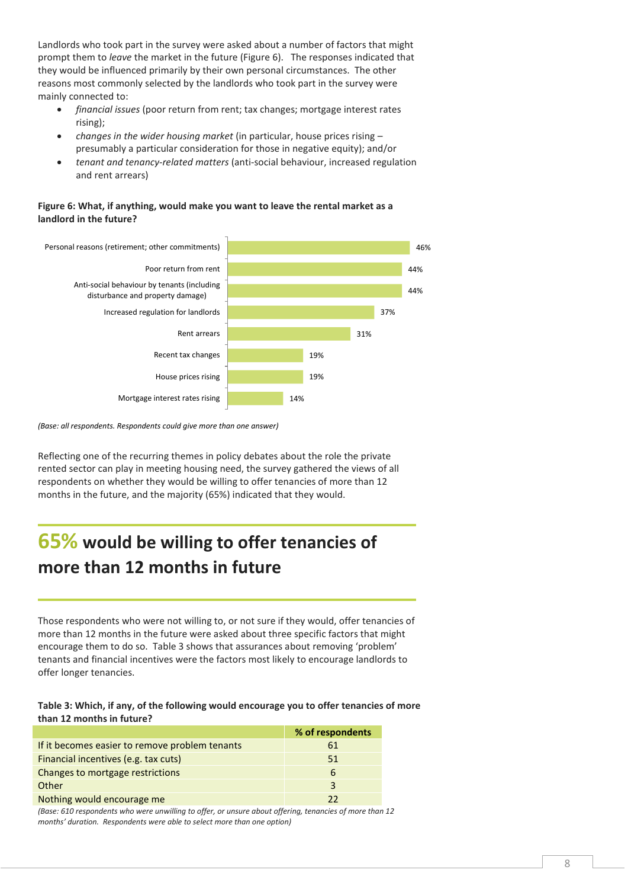Landlords who took part in the survey were asked about a number of factors that might prompt them to *leave* the market in the future (Figure 6). The responses indicated that they would be influenced primarily by their own personal circumstances. The other reasons most commonly selected by the landlords who took part in the survey were mainly connected to:

- *financial issues* (poor return from rent; tax changes; mortgage interest rates rising);
- *changes in the wider housing market* (in particular, house prices rising – presumably a particular consideration for those in negative equity); and/or
- *tenant and tenancy-related matters* (anti-social behaviour, increased regulation and rent arrears)

**Figure 6: What, if anything, would make you want to leave the rental market as a landlord in the future?**

| Reason | % |
|---|---|
| Personal reasons (retirement; other commitments) | 46% |
| Poor return from rent | 44% |
| Anti-social behaviour by tenants (including disturbance and property damage) | 44% |
| Increased regulation for landlords | 37% |
| Rent arrears | 31% |
| Recent tax changes | 19% |
| House prices rising | 19% |
| Mortgage interest rates rising | 14% |

*(Base: all respondents. Respondents could give more than one answer)*

Reflecting one of the recurring themes in policy debates about the role the private rented sector can play in meeting housing need, the survey gathered the views of all respondents on whether they would be willing to offer tenancies of more than 12 months in the future, and the majority (65%) indicated that they would.

## 65% would be willing to offer tenancies of more than 12 months in future

Those respondents who were not willing to, or not sure if they would, offer tenancies of more than 12 months in the future were asked about three specific factors that might encourage them to do so. Table 3 shows that assurances about removing 'problem' tenants and financial incentives were the factors most likely to encourage landlords to offer longer tenancies.

**Table 3: Which, if any, of the following would encourage you to offer tenancies of more than 12 months in future?**

| | % of respondents |
|---|---|
| If it becomes easier to remove problem tenants | 61 |
| Financial incentives (e.g. tax cuts) | 51 |
| Changes to mortgage restrictions | 6 |
| Other | 3 |
| Nothing would encourage me | 22 |

*(Base: 610 respondents who were unwilling to offer, or unsure about offering, tenancies of more than 12 months' duration. Respondents were able to select more than one option)*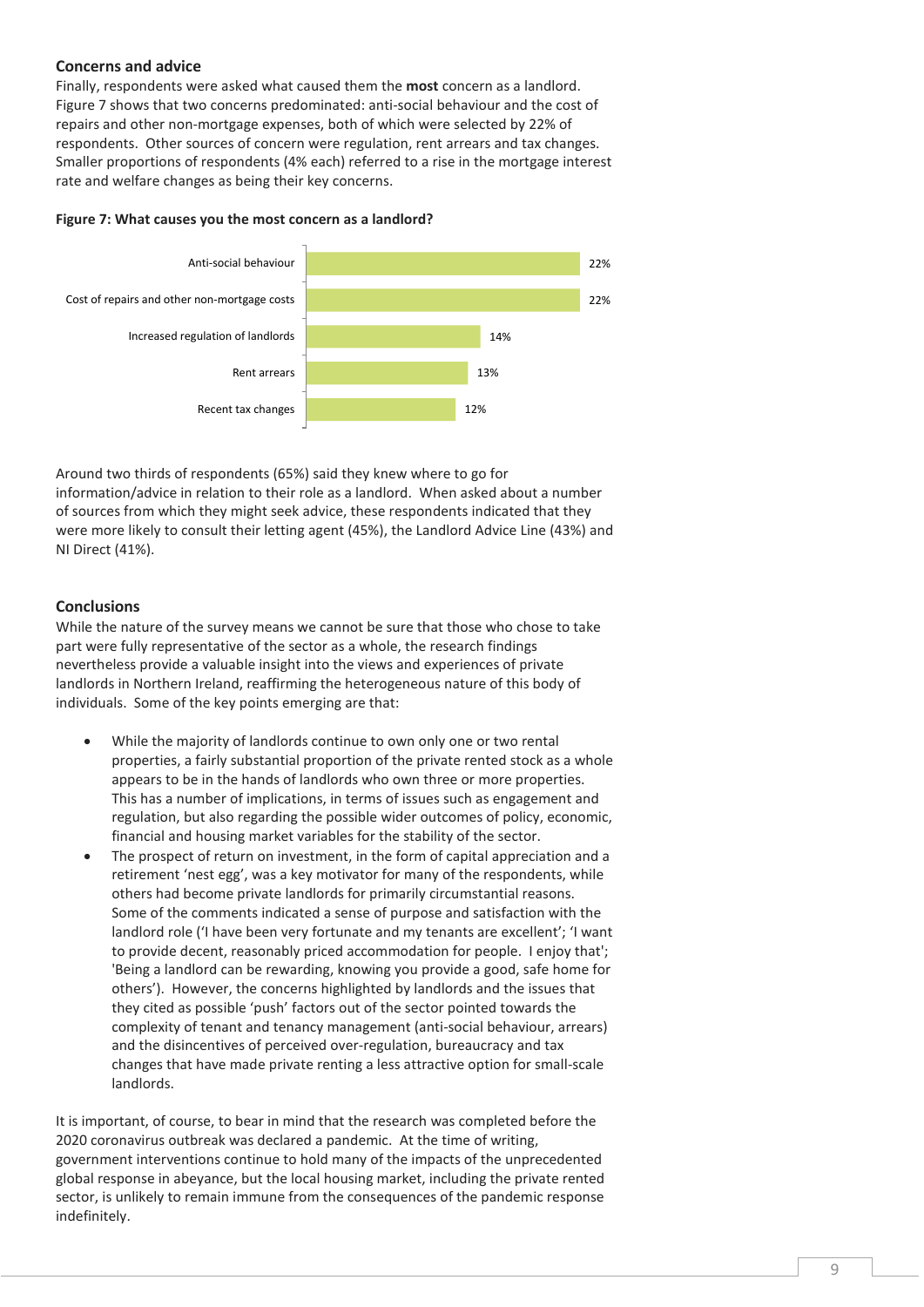### Concerns and advice

Finally, respondents were asked what caused them the **most** concern as a landlord. Figure 7 shows that two concerns predominated: anti-social behaviour and the cost of repairs and other non-mortgage expenses, both of which were selected by 22% of respondents. Other sources of concern were regulation, rent arrears and tax changes. Smaller proportions of respondents (4% each) referred to a rise in the mortgage interest rate and welfare changes as being their key concerns.

**Figure 7: What causes you the most concern as a landlord?**

| Concern | % |
|---|---|
| Anti-social behaviour | 22% |
| Cost of repairs and other non-mortgage costs | 22% |
| Increased regulation of landlords | 14% |
| Rent arrears | 13% |
| Recent tax changes | 12% |

Around two thirds of respondents (65%) said they knew where to go for information/advice in relation to their role as a landlord. When asked about a number of sources from which they might seek advice, these respondents indicated that they were more likely to consult their letting agent (45%), the Landlord Advice Line (43%) and NI Direct (41%).

### Conclusions

While the nature of the survey means we cannot be sure that those who chose to take part were fully representative of the sector as a whole, the research findings nevertheless provide a valuable insight into the views and experiences of private landlords in Northern Ireland, reaffirming the heterogeneous nature of this body of individuals. Some of the key points emerging are that:

- While the majority of landlords continue to own only one or two rental properties, a fairly substantial proportion of the private rented stock as a whole appears to be in the hands of landlords who own three or more properties. This has a number of implications, in terms of issues such as engagement and regulation, but also regarding the possible wider outcomes of policy, economic, financial and housing market variables for the stability of the sector.
- The prospect of return on investment, in the form of capital appreciation and a retirement 'nest egg', was a key motivator for many of the respondents, while others had become private landlords for primarily circumstantial reasons. Some of the comments indicated a sense of purpose and satisfaction with the landlord role ('I have been very fortunate and my tenants are excellent'; 'I want to provide decent, reasonably priced accommodation for people. I enjoy that'; 'Being a landlord can be rewarding, knowing you provide a good, safe home for others'). However, the concerns highlighted by landlords and the issues that they cited as possible 'push' factors out of the sector pointed towards the complexity of tenant and tenancy management (anti-social behaviour, arrears) and the disincentives of perceived over-regulation, bureaucracy and tax changes that have made private renting a less attractive option for small-scale landlords.

It is important, of course, to bear in mind that the research was completed before the 2020 coronavirus outbreak was declared a pandemic. At the time of writing, government interventions continue to hold many of the impacts of the unprecedented global response in abeyance, but the local housing market, including the private rented sector, is unlikely to remain immune from the consequences of the pandemic response indefinitely.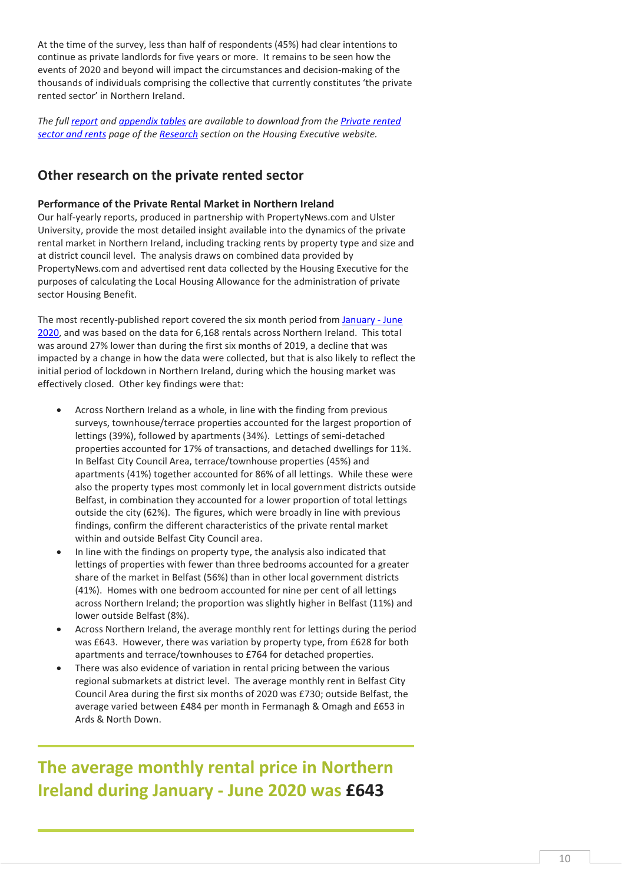At the time of the survey, less than half of respondents (45%) had clear intentions to continue as private landlords for five years or more. It remains to be seen how the events of 2020 and beyond will impact the circumstances and decision-making of the thousands of individuals comprising the collective that currently constitutes 'the private rented sector' in Northern Ireland.

*The full report and appendix tables are available to download from the Private rented sector and rents page of the Research section on the Housing Executive website.*

## Other research on the private rented sector

### Performance of the Private Rental Market in Northern Ireland

Our half-yearly reports, produced in partnership with PropertyNews.com and Ulster University, provide the most detailed insight available into the dynamics of the private rental market in Northern Ireland, including tracking rents by property type and size and at district council level. The analysis draws on combined data provided by PropertyNews.com and advertised rent data collected by the Housing Executive for the purposes of calculating the Local Housing Allowance for the administration of private sector Housing Benefit.

The most recently-published report covered the six month period from January - June 2020, and was based on the data for 6,168 rentals across Northern Ireland. This total was around 27% lower than during the first six months of 2019, a decline that was impacted by a change in how the data were collected, but that is also likely to reflect the initial period of lockdown in Northern Ireland, during which the housing market was effectively closed. Other key findings were that:

- Across Northern Ireland as a whole, in line with the finding from previous surveys, townhouse/terrace properties accounted for the largest proportion of lettings (39%), followed by apartments (34%). Lettings of semi-detached properties accounted for 17% of transactions, and detached dwellings for 11%. In Belfast City Council Area, terrace/townhouse properties (45%) and apartments (41%) together accounted for 86% of all lettings. While these were also the property types most commonly let in local government districts outside Belfast, in combination they accounted for a lower proportion of total lettings outside the city (62%). The figures, which were broadly in line with previous findings, confirm the different characteristics of the private rental market within and outside Belfast City Council area.
- In line with the findings on property type, the analysis also indicated that lettings of properties with fewer than three bedrooms accounted for a greater share of the market in Belfast (56%) than in other local government districts (41%). Homes with one bedroom accounted for nine per cent of all lettings across Northern Ireland; the proportion was slightly higher in Belfast (11%) and lower outside Belfast (8%).
- Across Northern Ireland, the average monthly rent for lettings during the period was £643. However, there was variation by property type, from £628 for both apartments and terrace/townhouses to £764 for detached properties.
- There was also evidence of variation in rental pricing between the various regional submarkets at district level. The average monthly rent in Belfast City Council Area during the first six months of 2020 was £730; outside Belfast, the average varied between £484 per month in Fermanagh & Omagh and £653 in Ards & North Down.

**The average monthly rental price in Northern Ireland during January - June 2020 was £643**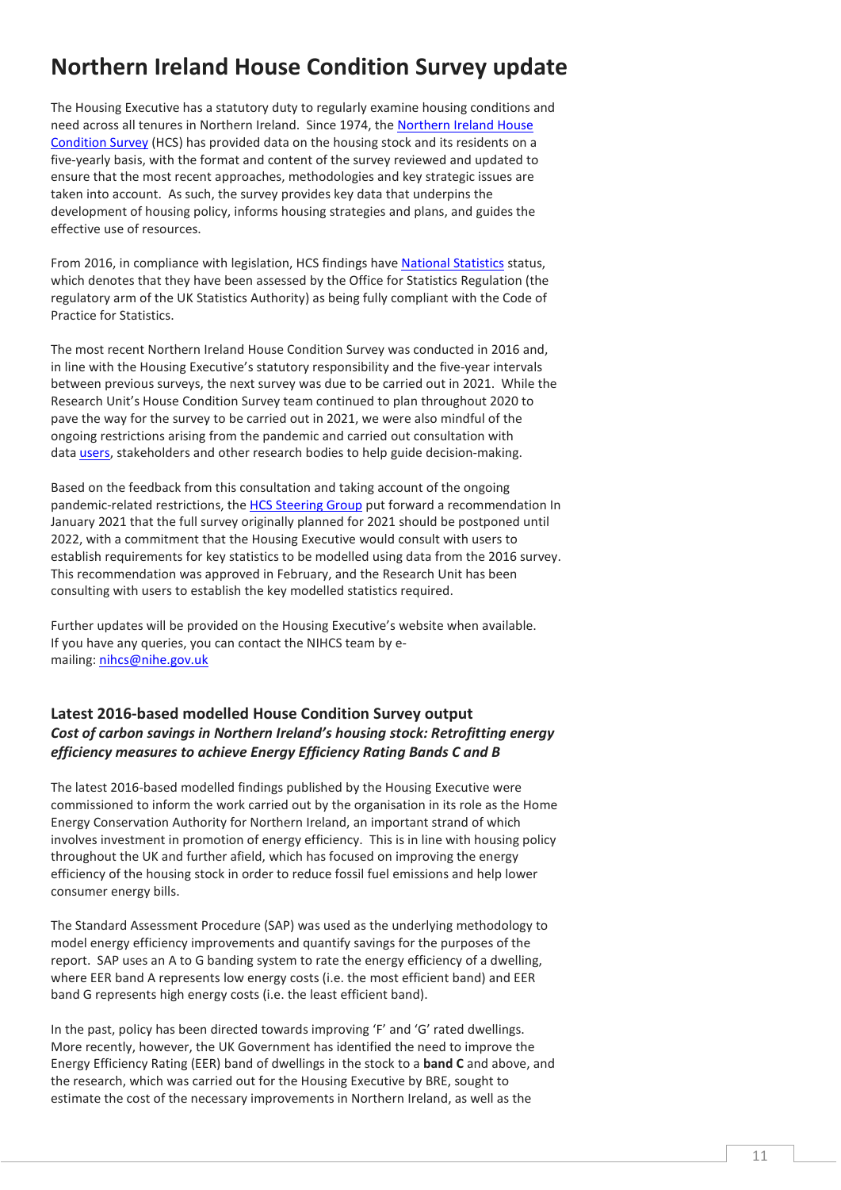# Northern Ireland House Condition Survey update

The Housing Executive has a statutory duty to regularly examine housing conditions and need across all tenures in Northern Ireland. Since 1974, the Northern Ireland House Condition Survey (HCS) has provided data on the housing stock and its residents on a five-yearly basis, with the format and content of the survey reviewed and updated to ensure that the most recent approaches, methodologies and key strategic issues are taken into account. As such, the survey provides key data that underpins the development of housing policy, informs housing strategies and plans, and guides the effective use of resources.

From 2016, in compliance with legislation, HCS findings have National Statistics status, which denotes that they have been assessed by the Office for Statistics Regulation (the regulatory arm of the UK Statistics Authority) as being fully compliant with the Code of Practice for Statistics.

The most recent Northern Ireland House Condition Survey was conducted in 2016 and, in line with the Housing Executive's statutory responsibility and the five-year intervals between previous surveys, the next survey was due to be carried out in 2021. While the Research Unit's House Condition Survey team continued to plan throughout 2020 to pave the way for the survey to be carried out in 2021, we were also mindful of the ongoing restrictions arising from the pandemic and carried out consultation with data users, stakeholders and other research bodies to help guide decision-making.

Based on the feedback from this consultation and taking account of the ongoing pandemic-related restrictions, the HCS Steering Group put forward a recommendation In January 2021 that the full survey originally planned for 2021 should be postponed until 2022, with a commitment that the Housing Executive would consult with users to establish requirements for key statistics to be modelled using data from the 2016 survey. This recommendation was approved in February, and the Research Unit has been consulting with users to establish the key modelled statistics required.

Further updates will be provided on the Housing Executive's website when available. If you have any queries, you can contact the NIHCS team by e-mailing: nihcs@nihe.gov.uk

### Latest 2016-based modelled House Condition Survey output

***Cost of carbon savings in Northern Ireland's housing stock: Retrofitting energy efficiency measures to achieve Energy Efficiency Rating Bands C and B***

The latest 2016-based modelled findings published by the Housing Executive were commissioned to inform the work carried out by the organisation in its role as the Home Energy Conservation Authority for Northern Ireland, an important strand of which involves investment in promotion of energy efficiency. This is in line with housing policy throughout the UK and further afield, which has focused on improving the energy efficiency of the housing stock in order to reduce fossil fuel emissions and help lower consumer energy bills.

The Standard Assessment Procedure (SAP) was used as the underlying methodology to model energy efficiency improvements and quantify savings for the purposes of the report. SAP uses an A to G banding system to rate the energy efficiency of a dwelling, where EER band A represents low energy costs (i.e. the most efficient band) and EER band G represents high energy costs (i.e. the least efficient band).

In the past, policy has been directed towards improving 'F' and 'G' rated dwellings. More recently, however, the UK Government has identified the need to improve the Energy Efficiency Rating (EER) band of dwellings in the stock to a **band C** and above, and the research, which was carried out for the Housing Executive by BRE, sought to estimate the cost of the necessary improvements in Northern Ireland, as well as the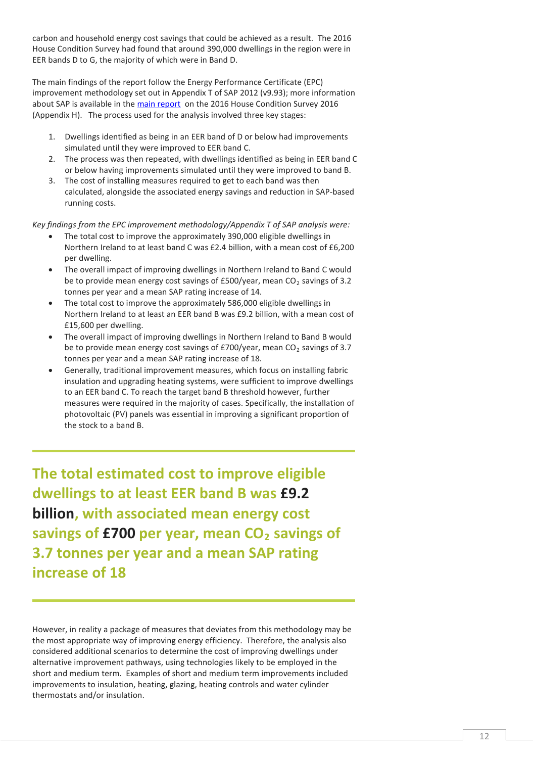carbon and household energy cost savings that could be achieved as a result. The 2016 House Condition Survey had found that around 390,000 dwellings in the region were in EER bands D to G, the majority of which were in Band D.

The main findings of the report follow the Energy Performance Certificate (EPC) improvement methodology set out in Appendix T of SAP 2012 (v9.93); more information about SAP is available in the [main report](main report) on the 2016 House Condition Survey 2016 (Appendix H). The process used for the analysis involved three key stages:

1. Dwellings identified as being in an EER band of D or below had improvements simulated until they were improved to EER band C.
2. The process was then repeated, with dwellings identified as being in EER band C or below having improvements simulated until they were improved to band B.
3. The cost of installing measures required to get to each band was then calculated, alongside the associated energy savings and reduction in SAP-based running costs.

*Key findings from the EPC improvement methodology/Appendix T of SAP analysis were:*

- The total cost to improve the approximately 390,000 eligible dwellings in Northern Ireland to at least band C was £2.4 billion, with a mean cost of £6,200 per dwelling.
- The overall impact of improving dwellings in Northern Ireland to Band C would be to provide mean energy cost savings of £500/year, mean $CO_2$ savings of 3.2 tonnes per year and a mean SAP rating increase of 14.
- The total cost to improve the approximately 586,000 eligible dwellings in Northern Ireland to at least an EER band B was £9.2 billion, with a mean cost of £15,600 per dwelling.
- The overall impact of improving dwellings in Northern Ireland to Band B would be to provide mean energy cost savings of £700/year, mean $CO_2$ savings of 3.7 tonnes per year and a mean SAP rating increase of 18.
- Generally, traditional improvement measures, which focus on installing fabric insulation and upgrading heating systems, were sufficient to improve dwellings to an EER band C. To reach the target band B threshold however, further measures were required in the majority of cases. Specifically, the installation of photovoltaic (PV) panels was essential in improving a significant proportion of the stock to a band B.

---

**The total estimated cost to improve eligible dwellings to at least EER band B was £9.2 billion, with associated mean energy cost savings of £700 per year, mean $CO_2$ savings of 3.7 tonnes per year and a mean SAP rating increase of 18**

---

However, in reality a package of measures that deviates from this methodology may be the most appropriate way of improving energy efficiency. Therefore, the analysis also considered additional scenarios to determine the cost of improving dwellings under alternative improvement pathways, using technologies likely to be employed in the short and medium term. Examples of short and medium term improvements included improvements to insulation, heating, glazing, heating controls and water cylinder thermostats and/or insulation.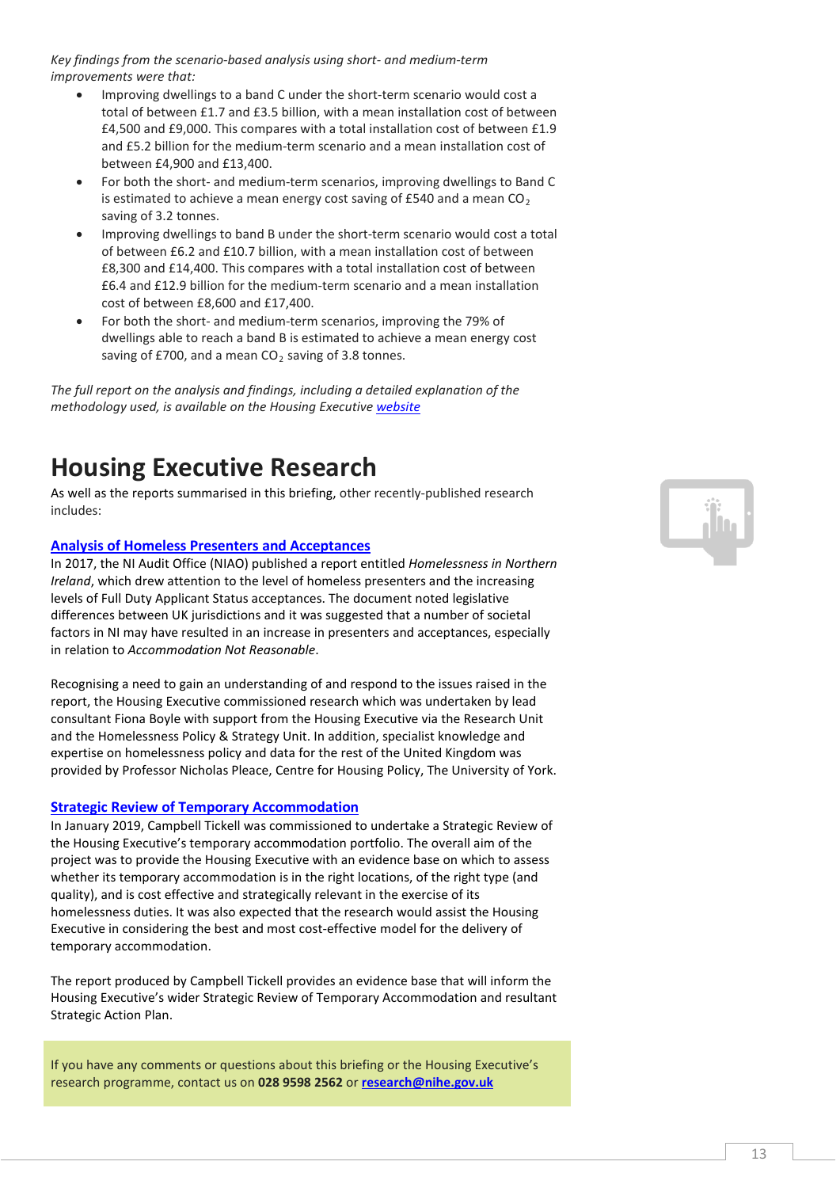*Key findings from the scenario-based analysis using short- and medium-term improvements were that:*

- Improving dwellings to a band C under the short-term scenario would cost a total of between £1.7 and £3.5 billion, with a mean installation cost of between £4,500 and £9,000. This compares with a total installation cost of between £1.9 and £5.2 billion for the medium-term scenario and a mean installation cost of between £4,900 and £13,400.
- For both the short- and medium-term scenarios, improving dwellings to Band C is estimated to achieve a mean energy cost saving of £540 and a mean $CO_2$ saving of 3.2 tonnes.
- Improving dwellings to band B under the short-term scenario would cost a total of between £6.2 and £10.7 billion, with a mean installation cost of between £8,300 and £14,400. This compares with a total installation cost of between £6.4 and £12.9 billion for the medium-term scenario and a mean installation cost of between £8,600 and £17,400.
- For both the short- and medium-term scenarios, improving the 79% of dwellings able to reach a band B is estimated to achieve a mean energy cost saving of £700, and a mean $CO_2$ saving of 3.8 tonnes.

*The full report on the analysis and findings, including a detailed explanation of the methodology used, is available on the Housing Executive [website](website)*

# Housing Executive Research

As well as the reports summarised in this briefing, other recently-published research includes:

**[Analysis of Homeless Presenters and Acceptances](Analysis of Homeless Presenters and Acceptances)**

In 2017, the NI Audit Office (NIAO) published a report entitled *Homelessness in Northern Ireland*, which drew attention to the level of homeless presenters and the increasing levels of Full Duty Applicant Status acceptances. The document noted legislative differences between UK jurisdictions and it was suggested that a number of societal factors in NI may have resulted in an increase in presenters and acceptances, especially in relation to *Accommodation Not Reasonable*.

Recognising a need to gain an understanding of and respond to the issues raised in the report, the Housing Executive commissioned research which was undertaken by lead consultant Fiona Boyle with support from the Housing Executive via the Research Unit and the Homelessness Policy & Strategy Unit. In addition, specialist knowledge and expertise on homelessness policy and data for the rest of the United Kingdom was provided by Professor Nicholas Pleace, Centre for Housing Policy, The University of York.

**[Strategic Review of Temporary Accommodation](Strategic Review of Temporary Accommodation)**

In January 2019, Campbell Tickell was commissioned to undertake a Strategic Review of the Housing Executive's temporary accommodation portfolio. The overall aim of the project was to provide the Housing Executive with an evidence base on which to assess whether its temporary accommodation is in the right locations, of the right type (and quality), and is cost effective and strategically relevant in the exercise of its homelessness duties. It was also expected that the research would assist the Housing Executive in considering the best and most cost-effective model for the delivery of temporary accommodation.

The report produced by Campbell Tickell provides an evidence base that will inform the Housing Executive's wider Strategic Review of Temporary Accommodation and resultant Strategic Action Plan.

If you have any comments or questions about this briefing or the Housing Executive's research programme, contact us on **028 9598 2562** or **[research@nihe.gov.uk](mailto:research@nihe.gov.uk)**